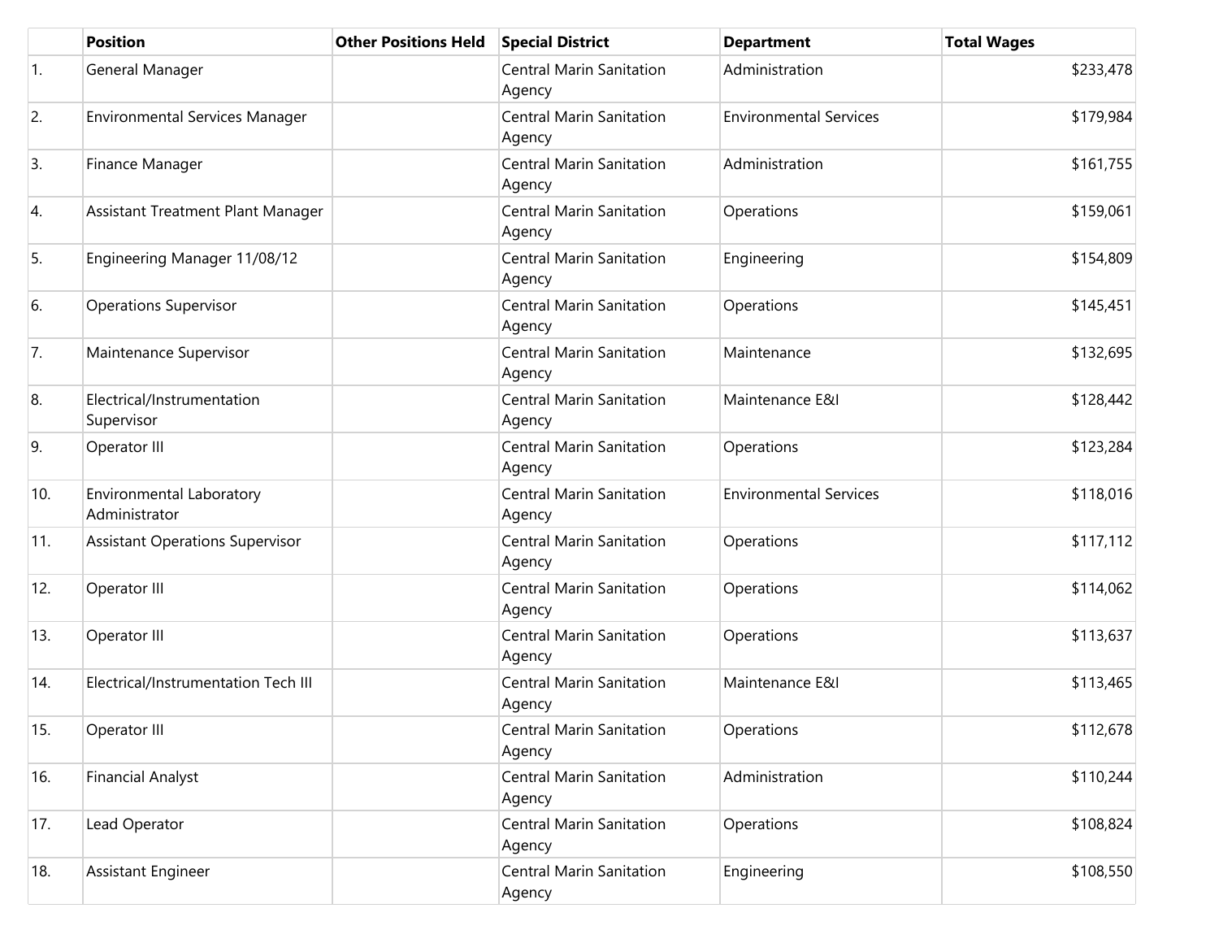| | Position | Other Positions Held | Special District | Department | Total Wages |
|---|---|---|---|---|---|
| 1. | General Manager | | Central Marin Sanitation Agency | Administration | $233,478 |
| 2. | Environmental Services Manager | | Central Marin Sanitation Agency | Environmental Services | $179,984 |
| 3. | Finance Manager | | Central Marin Sanitation Agency | Administration | $161,755 |
| 4. | Assistant Treatment Plant Manager | | Central Marin Sanitation Agency | Operations | $159,061 |
| 5. | Engineering Manager 11/08/12 | | Central Marin Sanitation Agency | Engineering | $154,809 |
| 6. | Operations Supervisor | | Central Marin Sanitation Agency | Operations | $145,451 |
| 7. | Maintenance Supervisor | | Central Marin Sanitation Agency | Maintenance | $132,695 |
| 8. | Electrical/Instrumentation Supervisor | | Central Marin Sanitation Agency | Maintenance E&I | $128,442 |
| 9. | Operator III | | Central Marin Sanitation Agency | Operations | $123,284 |
| 10. | Environmental Laboratory Administrator | | Central Marin Sanitation Agency | Environmental Services | $118,016 |
| 11. | Assistant Operations Supervisor | | Central Marin Sanitation Agency | Operations | $117,112 |
| 12. | Operator III | | Central Marin Sanitation Agency | Operations | $114,062 |
| 13. | Operator III | | Central Marin Sanitation Agency | Operations | $113,637 |
| 14. | Electrical/Instrumentation Tech III | | Central Marin Sanitation Agency | Maintenance E&I | $113,465 |
| 15. | Operator III | | Central Marin Sanitation Agency | Operations | $112,678 |
| 16. | Financial Analyst | | Central Marin Sanitation Agency | Administration | $110,244 |
| 17. | Lead Operator | | Central Marin Sanitation Agency | Operations | $108,824 |
| 18. | Assistant Engineer | | Central Marin Sanitation Agency | Engineering | $108,550 |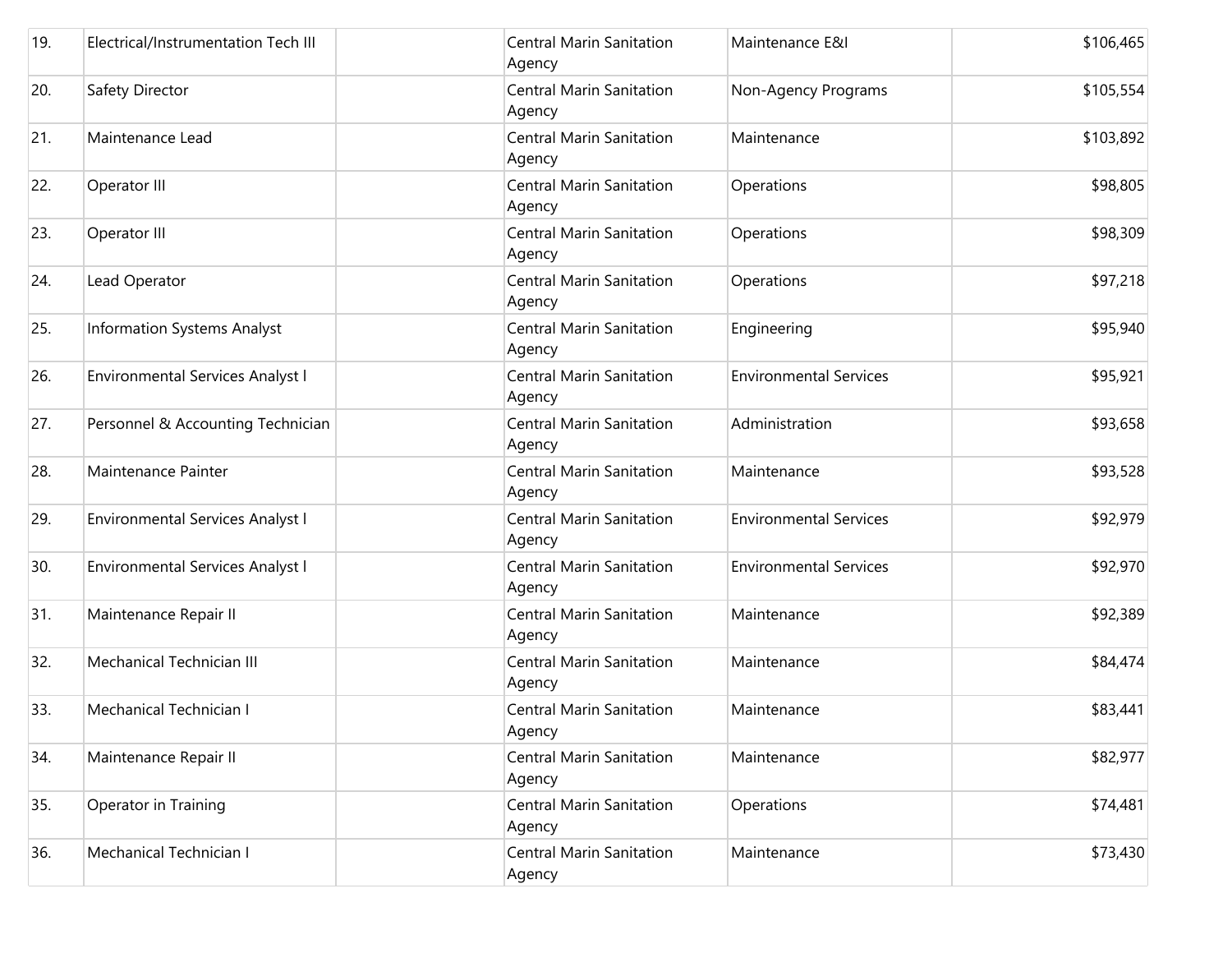| | | | | | |
|---|---|---|---|---|---|
| 19. | Electrical/Instrumentation Tech III | | Central Marin Sanitation Agency | Maintenance E&I | $106,465 |
| 20. | Safety Director | | Central Marin Sanitation Agency | Non-Agency Programs | $105,554 |
| 21. | Maintenance Lead | | Central Marin Sanitation Agency | Maintenance | $103,892 |
| 22. | Operator III | | Central Marin Sanitation Agency | Operations | $98,805 |
| 23. | Operator III | | Central Marin Sanitation Agency | Operations | $98,309 |
| 24. | Lead Operator | | Central Marin Sanitation Agency | Operations | $97,218 |
| 25. | Information Systems Analyst | | Central Marin Sanitation Agency | Engineering | $95,940 |
| 26. | Environmental Services Analyst I | | Central Marin Sanitation Agency | Environmental Services | $95,921 |
| 27. | Personnel & Accounting Technician | | Central Marin Sanitation Agency | Administration | $93,658 |
| 28. | Maintenance Painter | | Central Marin Sanitation Agency | Maintenance | $93,528 |
| 29. | Environmental Services Analyst I | | Central Marin Sanitation Agency | Environmental Services | $92,979 |
| 30. | Environmental Services Analyst I | | Central Marin Sanitation Agency | Environmental Services | $92,970 |
| 31. | Maintenance Repair II | | Central Marin Sanitation Agency | Maintenance | $92,389 |
| 32. | Mechanical Technician III | | Central Marin Sanitation Agency | Maintenance | $84,474 |
| 33. | Mechanical Technician I | | Central Marin Sanitation Agency | Maintenance | $83,441 |
| 34. | Maintenance Repair II | | Central Marin Sanitation Agency | Maintenance | $82,977 |
| 35. | Operator in Training | | Central Marin Sanitation Agency | Operations | $74,481 |
| 36. | Mechanical Technician I | | Central Marin Sanitation Agency | Maintenance | $73,430 |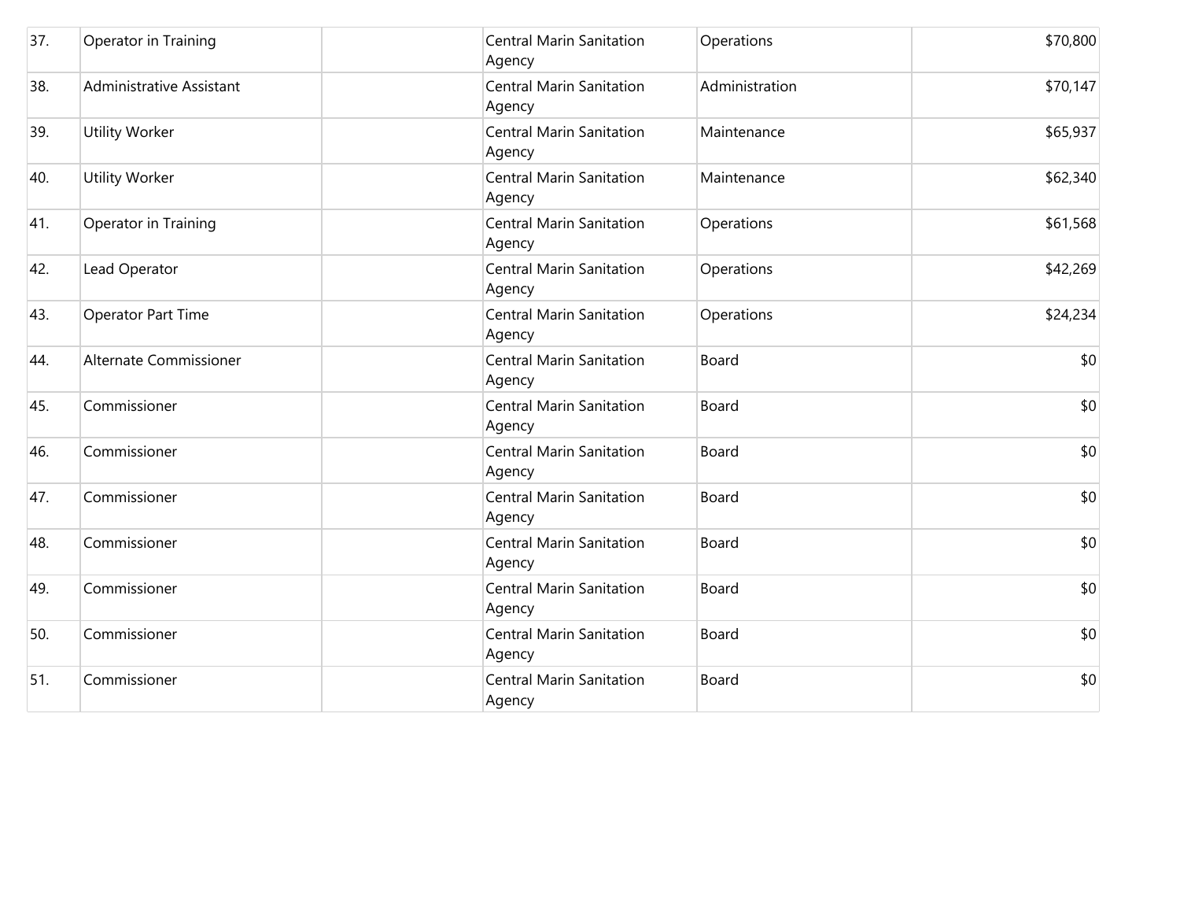| | | | | | |
|---|---|---|---|---|---|
| 37. | Operator in Training | | Central Marin Sanitation Agency | Operations | $70,800 |
| 38. | Administrative Assistant | | Central Marin Sanitation Agency | Administration | $70,147 |
| 39. | Utility Worker | | Central Marin Sanitation Agency | Maintenance | $65,937 |
| 40. | Utility Worker | | Central Marin Sanitation Agency | Maintenance | $62,340 |
| 41. | Operator in Training | | Central Marin Sanitation Agency | Operations | $61,568 |
| 42. | Lead Operator | | Central Marin Sanitation Agency | Operations | $42,269 |
| 43. | Operator Part Time | | Central Marin Sanitation Agency | Operations | $24,234 |
| 44. | Alternate Commissioner | | Central Marin Sanitation Agency | Board | $0 |
| 45. | Commissioner | | Central Marin Sanitation Agency | Board | $0 |
| 46. | Commissioner | | Central Marin Sanitation Agency | Board | $0 |
| 47. | Commissioner | | Central Marin Sanitation Agency | Board | $0 |
| 48. | Commissioner | | Central Marin Sanitation Agency | Board | $0 |
| 49. | Commissioner | | Central Marin Sanitation Agency | Board | $0 |
| 50. | Commissioner | | Central Marin Sanitation Agency | Board | $0 |
| 51. | Commissioner | | Central Marin Sanitation Agency | Board | $0 |